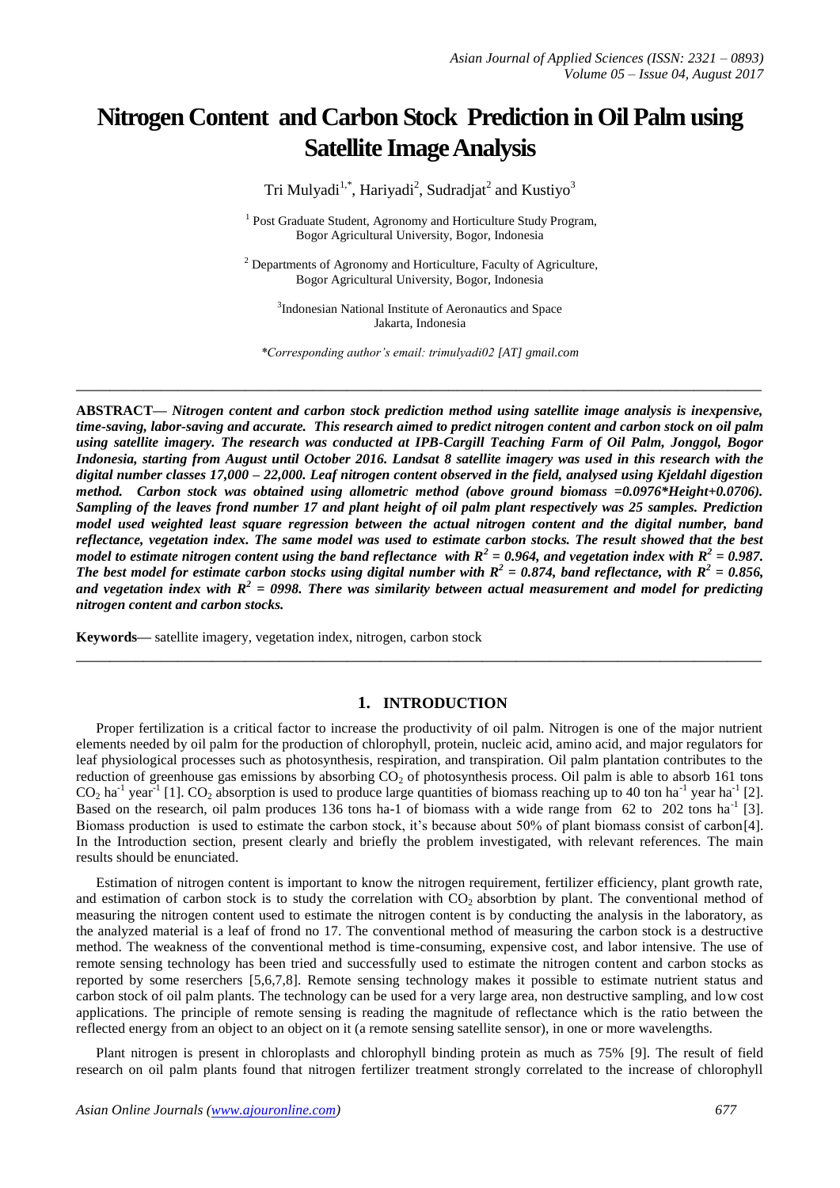# Nitrogen Content and Carbon Stock Prediction in Oil Palm using Satellite Image Analysis

Tri Mulyadi[1,*], Hariyadi[2], Sudradjat[2] and Kustiyo[3]

[1] Post Graduate Student, Agronomy and Horticulture Study Program, Bogor Agricultural University, Bogor, Indonesia

[2] Departments of Agronomy and Horticulture, Faculty of Agriculture, Bogor Agricultural University, Bogor, Indonesia

[3] Indonesian National Institute of Aeronautics and Space Jakarta, Indonesia

*Corresponding author's email: trimulyadi02 [AT] gmail.com

---

**ABSTRACT—** ***Nitrogen content and carbon stock prediction method using satellite image analysis is inexpensive, time-saving, labor-saving and accurate. This research aimed to predict nitrogen content and carbon stock on oil palm using satellite imagery. The research was conducted at IPB-Cargill Teaching Farm of Oil Palm, Jonggol, Bogor Indonesia, starting from August until October 2016. Landsat 8 satellite imagery was used in this research with the digital number classes 17,000 – 22,000. Leaf nitrogen content observed in the field, analysed using Kjeldahl digestion method. Carbon stock was obtained using allometric method (above ground biomass =0.0976\*Height+0.0706). Sampling of the leaves frond number 17 and plant height of oil palm plant respectively was 25 samples. Prediction model used weighted least square regression between the actual nitrogen content and the digital number, band reflectance, vegetation index. The same model was used to estimate carbon stocks. The result showed that the best model to estimate nitrogen content using the band reflectance with $R^2$ = 0.964, and vegetation index with $R^2$ = 0.987. The best model for estimate carbon stocks using digital number with $R^2$ = 0.874, band reflectance, with $R^2$ = 0.856, and vegetation index with $R^2$ = 0998. There was similarity between actual measurement and model for predicting nitrogen content and carbon stocks.***

**Keywords—** satellite imagery, vegetation index, nitrogen, carbon stock

---

## 1. INTRODUCTION

Proper fertilization is a critical factor to increase the productivity of oil palm. Nitrogen is one of the major nutrient elements needed by oil palm for the production of chlorophyll, protein, nucleic acid, amino acid, and major regulators for leaf physiological processes such as photosynthesis, respiration, and transpiration. Oil palm plantation contributes to the reduction of greenhouse gas emissions by absorbing $CO_2$ of photosynthesis process. Oil palm is able to absorb 161 tons $CO_2$ $ha^{-1}$ $year^{-1}$ [1]. $CO_2$ absorption is used to produce large quantities of biomass reaching up to 40 ton $ha^{-1}$ year $ha^{-1}$ [2]. Based on the research, oil palm produces 136 tons ha-1 of biomass with a wide range from 62 to 202 tons $ha^{-1}$ [3]. Biomass production is used to estimate the carbon stock, it's because about 50% of plant biomass consist of carbon[4]. In the Introduction section, present clearly and briefly the problem investigated, with relevant references. The main results should be enunciated.

Estimation of nitrogen content is important to know the nitrogen requirement, fertilizer efficiency, plant growth rate, and estimation of carbon stock is to study the correlation with $CO_2$ absorbtion by plant. The conventional method of measuring the nitrogen content used to estimate the nitrogen content is by conducting the analysis in the laboratory, as the analyzed material is a leaf of frond no 17. The conventional method of measuring the carbon stock is a destructive method. The weakness of the conventional method is time-consuming, expensive cost, and labor intensive. The use of remote sensing technology has been tried and successfully used to estimate the nitrogen content and carbon stocks as reported by some reserchers [5,6,7,8]. Remote sensing technology makes it possible to estimate nutrient status and carbon stock of oil palm plants. The technology can be used for a very large area, non destructive sampling, and low cost applications. The principle of remote sensing is reading the magnitude of reflectance which is the ratio between the reflected energy from an object to an object on it (a remote sensing satellite sensor), in one or more wavelengths.

Plant nitrogen is present in chloroplasts and chlorophyll binding protein as much as 75% [9]. The result of field research on oil palm plants found that nitrogen fertilizer treatment strongly correlated to the increase of chlorophyll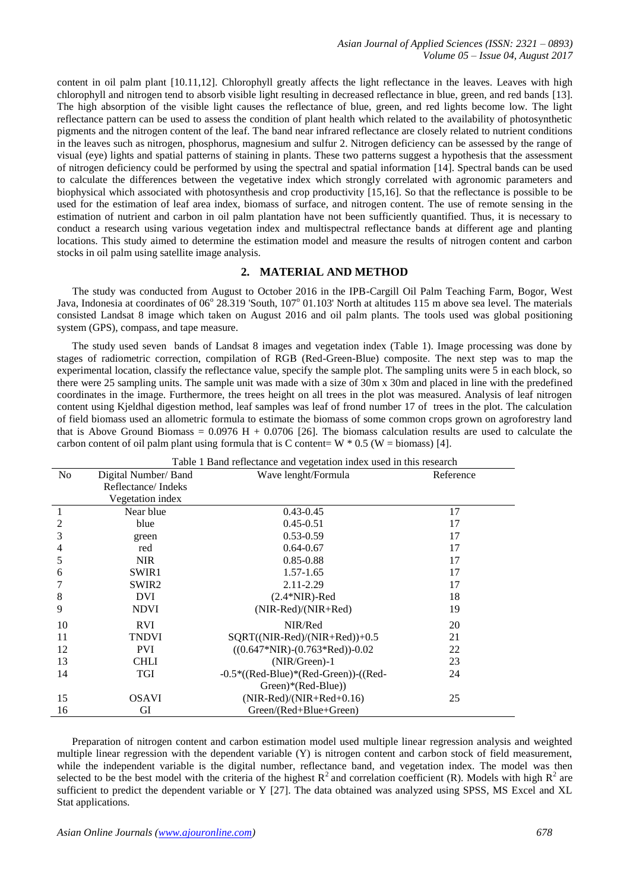content in oil palm plant [10.11,12]. Chlorophyll greatly affects the light reflectance in the leaves. Leaves with high chlorophyll and nitrogen tend to absorb visible light resulting in decreased reflectance in blue, green, and red bands [13]. The high absorption of the visible light causes the reflectance of blue, green, and red lights become low. The light reflectance pattern can be used to assess the condition of plant health which related to the availability of photosynthetic pigments and the nitrogen content of the leaf. The band near infrared reflectance are closely related to nutrient conditions in the leaves such as nitrogen, phosphorus, magnesium and sulfur 2. Nitrogen deficiency can be assessed by the range of visual (eye) lights and spatial patterns of staining in plants. These two patterns suggest a hypothesis that the assessment of nitrogen deficiency could be performed by using the spectral and spatial information [14]. Spectral bands can be used to calculate the differences between the vegetative index which strongly correlated with agronomic parameters and biophysical which associated with photosynthesis and crop productivity [15,16]. So that the reflectance is possible to be used for the estimation of leaf area index, biomass of surface, and nitrogen content. The use of remote sensing in the estimation of nutrient and carbon in oil palm plantation have not been sufficiently quantified. Thus, it is necessary to conduct a research using various vegetation index and multispectral reflectance bands at different age and planting locations. This study aimed to determine the estimation model and measure the results of nitrogen content and carbon stocks in oil palm using satellite image analysis.

## 2. MATERIAL AND METHOD

The study was conducted from August to October 2016 in the IPB-Cargill Oil Palm Teaching Farm, Bogor, West Java, Indonesia at coordinates of 06° 28.319 'South, 107° 01.103' North at altitudes 115 m above sea level. The materials consisted Landsat 8 image which taken on August 2016 and oil palm plants. The tools used was global positioning system (GPS), compass, and tape measure.

The study used seven bands of Landsat 8 images and vegetation index (Table 1). Image processing was done by stages of radiometric correction, compilation of RGB (Red-Green-Blue) composite. The next step was to map the experimental location, classify the reflectance value, specify the sample plot. The sampling units were 5 in each block, so there were 25 sampling units. The sample unit was made with a size of 30m x 30m and placed in line with the predefined coordinates in the image. Furthermore, the trees height on all trees in the plot was measured. Analysis of leaf nitrogen content using Kjeldhal digestion method, leaf samples was leaf of frond number 17 of trees in the plot. The calculation of field biomass used an allometric formula to estimate the biomass of some common crops grown on agroforestry land that is Above Ground Biomass = 0.0976 H + 0.0706 [26]. The biomass calculation results are used to calculate the carbon content of oil palm plant using formula that is C content= W * 0.5 (W = biomass) [4].

Table 1 Band reflectance and vegetation index used in this research

| No | Digital Number/ Band Reflectance/ Indeks Vegetation index | Wave lenght/Formula | Reference |
|---|---|---|---|
| 1 | Near blue | 0.43-0.45 | 17 |
| 2 | blue | 0.45-0.51 | 17 |
| 3 | green | 0.53-0.59 | 17 |
| 4 | red | 0.64-0.67 | 17 |
| 5 | NIR | 0.85-0.88 | 17 |
| 6 | SWIR1 | 1.57-1.65 | 17 |
| 7 | SWIR2 | 2.11-2.29 | 17 |
| 8 | DVI | (2.4*NIR)-Red | 18 |
| 9 | NDVI | (NIR-Red)/(NIR+Red) | 19 |
| 10 | RVI | NIR/Red | 20 |
| 11 | TNDVI | SQRT((NIR-Red)/(NIR+Red))+0.5 | 21 |
| 12 | PVI | ((0.647*NIR)-(0.763*Red))-0.02 | 22 |
| 13 | CHLI | (NIR/Green)-1 | 23 |
| 14 | TGI | -0.5*((Red-Blue)*(Red-Green))-((Red-Green)*(Red-Blue)) | 24 |
| 15 | OSAVI | (NIR-Red)/(NIR+Red+0.16) | 25 |
| 16 | GI | Green/(Red+Blue+Green) | |

Preparation of nitrogen content and carbon estimation model used multiple linear regression analysis and weighted multiple linear regression with the dependent variable (Y) is nitrogen content and carbon stock of field measurement, while the independent variable is the digital number, reflectance band, and vegetation index. The model was then selected to be the best model with the criteria of the highest $R^2$ and correlation coefficient (R). Models with high $R^2$ are sufficient to predict the dependent variable or Y [27]. The data obtained was analyzed using SPSS, MS Excel and XL Stat applications.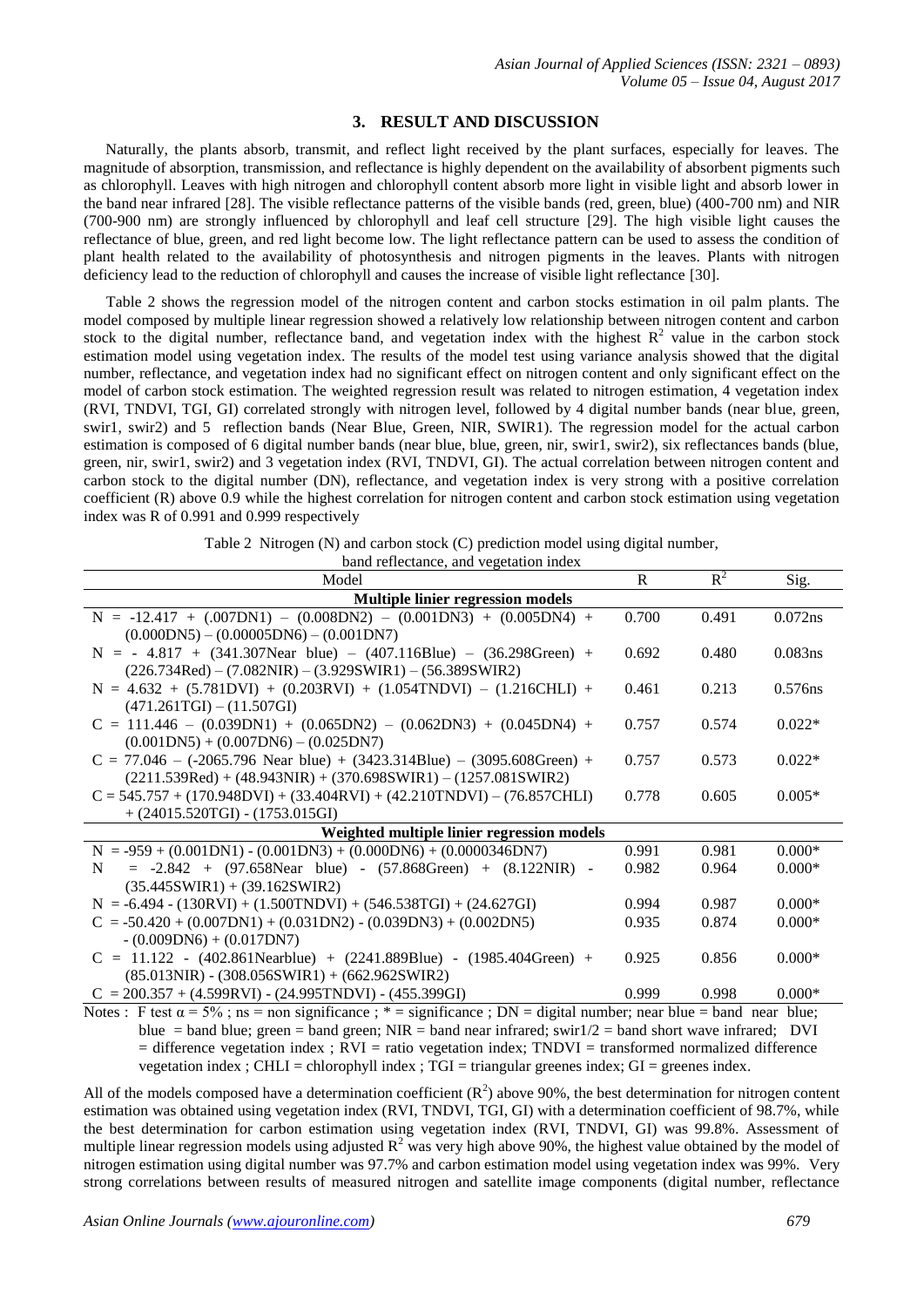## 3. RESULT AND DISCUSSION

Naturally, the plants absorb, transmit, and reflect light received by the plant surfaces, especially for leaves. The magnitude of absorption, transmission, and reflectance is highly dependent on the availability of absorbent pigments such as chlorophyll. Leaves with high nitrogen and chlorophyll content absorb more light in visible light and absorb lower in the band near infrared [28]. The visible reflectance patterns of the visible bands (red, green, blue) (400-700 nm) and NIR (700-900 nm) are strongly influenced by chlorophyll and leaf cell structure [29]. The high visible light causes the reflectance of blue, green, and red light become low. The light reflectance pattern can be used to assess the condition of plant health related to the availability of photosynthesis and nitrogen pigments in the leaves. Plants with nitrogen deficiency lead to the reduction of chlorophyll and causes the increase of visible light reflectance [30].

Table 2 shows the regression model of the nitrogen content and carbon stocks estimation in oil palm plants. The model composed by multiple linear regression showed a relatively low relationship between nitrogen content and carbon stock to the digital number, reflectance band, and vegetation index with the highest $R^2$ value in the carbon stock estimation model using vegetation index. The results of the model test using variance analysis showed that the digital number, reflectance, and vegetation index had no significant effect on nitrogen content and only significant effect on the model of carbon stock estimation. The weighted regression result was related to nitrogen estimation, 4 vegetation index (RVI, TNDVI, TGI, GI) correlated strongly with nitrogen level, followed by 4 digital number bands (near blue, green, swir1, swir2) and 5 reflection bands (Near Blue, Green, NIR, SWIR1). The regression model for the actual carbon estimation is composed of 6 digital number bands (near blue, blue, green, nir, swir1, swir2), six reflectances bands (blue, green, nir, swir1, swir2) and 3 vegetation index (RVI, TNDVI, GI). The actual correlation between nitrogen content and carbon stock to the digital number (DN), reflectance, and vegetation index is very strong with a positive correlation coefficient (R) above 0.9 while the highest correlation for nitrogen content and carbon stock estimation using vegetation index was R of 0.991 and 0.999 respectively

Table 2 Nitrogen (N) and carbon stock (C) prediction model using digital number, band reflectance, and vegetation index

| Model | R | $R^2$ | Sig. |
|---|---|---|---|
| **Multiple linier regression models** | | | |
| N = -12.417 + (.007DN1) – (0.008DN2) – (0.001DN3) + (0.005DN4) + (0.000DN5) – (0.00005DN6) – (0.001DN7) | 0.700 | 0.491 | 0.072ns |
| N = - 4.817 + (341.307Near blue) – (407.116Blue) – (36.298Green) + (226.734Red) – (7.082NIR) – (3.929SWIR1) – (56.389SWIR2) | 0.692 | 0.480 | 0.083ns |
| N = 4.632 + (5.781DVI) + (0.203RVI) + (1.054TNDVI) – (1.216CHLI) + (471.261TGI) – (11.507GI) | 0.461 | 0.213 | 0.576ns |
| C = 111.446 – (0.039DN1) + (0.065DN2) – (0.062DN3) + (0.045DN4) + (0.001DN5) + (0.007DN6) – (0.025DN7) | 0.757 | 0.574 | 0.022* |
| C = 77.046 – (-2065.796 Near blue) + (3423.314Blue) – (3095.608Green) + (2211.539Red) + (48.943NIR) + (370.698SWIR1) – (1257.081SWIR2) | 0.757 | 0.573 | 0.022* |
| C = 545.757 + (170.948DVI) + (33.404RVI) + (42.210TNDVI) – (76.857CHLI) + (24015.520TGI) - (1753.015GI) | 0.778 | 0.605 | 0.005* |
| **Weighted multiple linier regression models** | | | |
| N = -959 + (0.001DN1) - (0.001DN3) + (0.000DN6) + (0.0000346DN7) | 0.991 | 0.981 | 0.000* |
| N = -2.842 + (97.658Near blue) - (57.868Green) + (8.122NIR) - (35.445SWIR1) + (39.162SWIR2) | 0.982 | 0.964 | 0.000* |
| N = -6.494 - (130RVI) + (1.500TNDVI) + (546.538TGI) + (24.627GI) | 0.994 | 0.987 | 0.000* |
| C = -50.420 + (0.007DN1) + (0.031DN2) - (0.039DN3) + (0.002DN5) - (0.009DN6) + (0.017DN7) | 0.935 | 0.874 | 0.000* |
| C = 11.122 - (402.861Nearblue) + (2241.889Blue) - (1985.404Green) + (85.013NIR) - (308.056SWIR1) + (662.962SWIR2) | 0.925 | 0.856 | 0.000* |
| C = 200.357 + (4.599RVI) - (24.995TNDVI) - (455.399GI) | 0.999 | 0.998 | 0.000* |

Notes : F test $\alpha = 5\%$ ; ns = non significance ; * = significance ; DN = digital number; near blue = band near blue; blue = band blue; green = band green; NIR = band near infrared; swir1/2 = band short wave infrared; DVI = difference vegetation index ; RVI = ratio vegetation index; TNDVI = transformed normalized difference vegetation index ; CHLI = chlorophyll index ; TGI = triangular greenes index; GI = greenes index.

All of the models composed have a determination coefficient ($R^2$) above 90%, the best determination for nitrogen content estimation was obtained using vegetation index (RVI, TNDVI, TGI, GI) with a determination coefficient of 98.7%, while the best determination for carbon estimation using vegetation index (RVI, TNDVI, GI) was 99.8%. Assessment of multiple linear regression models using adjusted $R^2$ was very high above 90%, the highest value obtained by the model of nitrogen estimation using digital number was 97.7% and carbon estimation model using vegetation index was 99%. Very strong correlations between results of measured nitrogen and satellite image components (digital number, reflectance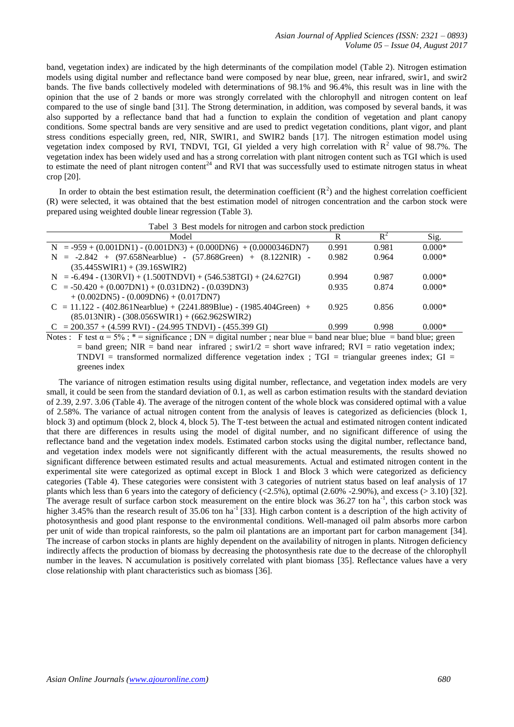band, vegetation index) are indicated by the high determinants of the compilation model (Table 2). Nitrogen estimation models using digital number and reflectance band were composed by near blue, green, near infrared, swir1, and swir2 bands. The five bands collectively modeled with determinations of 98.1% and 96.4%, this result was in line with the opinion that the use of 2 bands or more was strongly correlated with the chlorophyll and nitrogen content on leaf compared to the use of single band [31]. The Strong determination, in addition, was composed by several bands, it was also supported by a reflectance band that had a function to explain the condition of vegetation and plant canopy conditions. Some spectral bands are very sensitive and are used to predict vegetation conditions, plant vigor, and plant stress conditions especially green, red, NIR, SWIR1, and SWIR2 bands [17]. The nitrogen estimation model using vegetation index composed by RVI, TNDVI, TGI, GI yielded a very high correlation with $R^2$ value of 98.7%. The vegetation index has been widely used and has a strong correlation with plant nitrogen content such as TGI which is used to estimate the need of plant nitrogen content[24] and RVI that was successfully used to estimate nitrogen status in wheat crop [20].

In order to obtain the best estimation result, the determination coefficient ($R^2$) and the highest correlation coefficient (R) were selected, it was obtained that the best estimation model of nitrogen concentration and the carbon stock were prepared using weighted double linear regression (Table 3).

Tabel 3 Best models for nitrogen and carbon stock prediction

| Model | R | $R^2$ | Sig. |
|---|---|---|---|
| N = -959 + (0.001DN1) - (0.001DN3) + (0.000DN6) + (0.0000346DN7) | 0.991 | 0.981 | 0.000* |
| N = -2.842 + (97.658Nearblue) - (57.868Green) + (8.122NIR) - (35.445SWIR1) + (39.16SWIR2) | 0.982 | 0.964 | 0.000* |
| N = -6.494 - (130RVI) + (1.500TNDVI) + (546.538TGI) + (24.627GI) | 0.994 | 0.987 | 0.000* |
| C = -50.420 + (0.007DN1) + (0.031DN2) - (0.039DN3) + (0.002DN5) - (0.009DN6) + (0.017DN7) | 0.935 | 0.874 | 0.000* |
| C = 11.122 - (402.861Nearblue) + (2241.889Blue) - (1985.404Green) + (85.013NIR) - (308.056SWIR1) + (662.962SWIR2) | 0.925 | 0.856 | 0.000* |
| C = 200.357 + (4.599 RVI) - (24.995 TNDVI) - (455.399 GI) | 0.999 | 0.998 | 0.000* |

Notes : F test $\alpha = 5\%$ ; * = significance ; DN = digital number ; near blue = band near blue; blue = band blue; green = band green; NIR = band near infrared ; swir1/2 = short wave infrared; RVI = ratio vegetation index; TNDVI = transformed normalized difference vegetation index ; TGI = triangular greenes index; GI = greenes index

The variance of nitrogen estimation results using digital number, reflectance, and vegetation index models are very small, it could be seen from the standard deviation of 0.1, as well as carbon estimation results with the standard deviation of 2.39, 2.97. 3.06 (Table 4). The average of the nitrogen content of the whole block was considered optimal with a value of 2.58%. The variance of actual nitrogen content from the analysis of leaves is categorized as deficiencies (block 1, block 3) and optimum (block 2, block 4, block 5). The T-test between the actual and estimated nitrogen content indicated that there are differences in results using the model of digital number, and no significant difference of using the reflectance band and the vegetation index models. Estimated carbon stocks using the digital number, reflectance band, and vegetation index models were not significantly different with the actual measurements, the results showed no significant difference between estimated results and actual measurements. Actual and estimated nitrogen content in the experimental site were categorized as optimal except in Block 1 and Block 3 which were categorized as deficiency categories (Table 4). These categories were consistent with 3 categories of nutrient status based on leaf analysis of 17 plants which less than 6 years into the category of deficiency (<2.5%), optimal (2.60% -2.90%), and excess (> 3.10) [32]. The average result of surface carbon stock measurement on the entire block was 36.27 ton $ha^{-1}$, this carbon stock was higher 3.45% than the research result of 35.06 ton $ha^{-1}$ [33]. High carbon content is a description of the high activity of photosynthesis and good plant response to the environmental conditions. Well-managed oil palm absorbs more carbon per unit of wide than tropical rainforests, so the palm oil plantations are an important part for carbon management [34]. The increase of carbon stocks in plants are highly dependent on the availability of nitrogen in plants. Nitrogen deficiency indirectly affects the production of biomass by decreasing the photosynthesis rate due to the decrease of the chlorophyll number in the leaves. N accumulation is positively correlated with plant biomass [35]. Reflectance values have a very close relationship with plant characteristics such as biomass [36].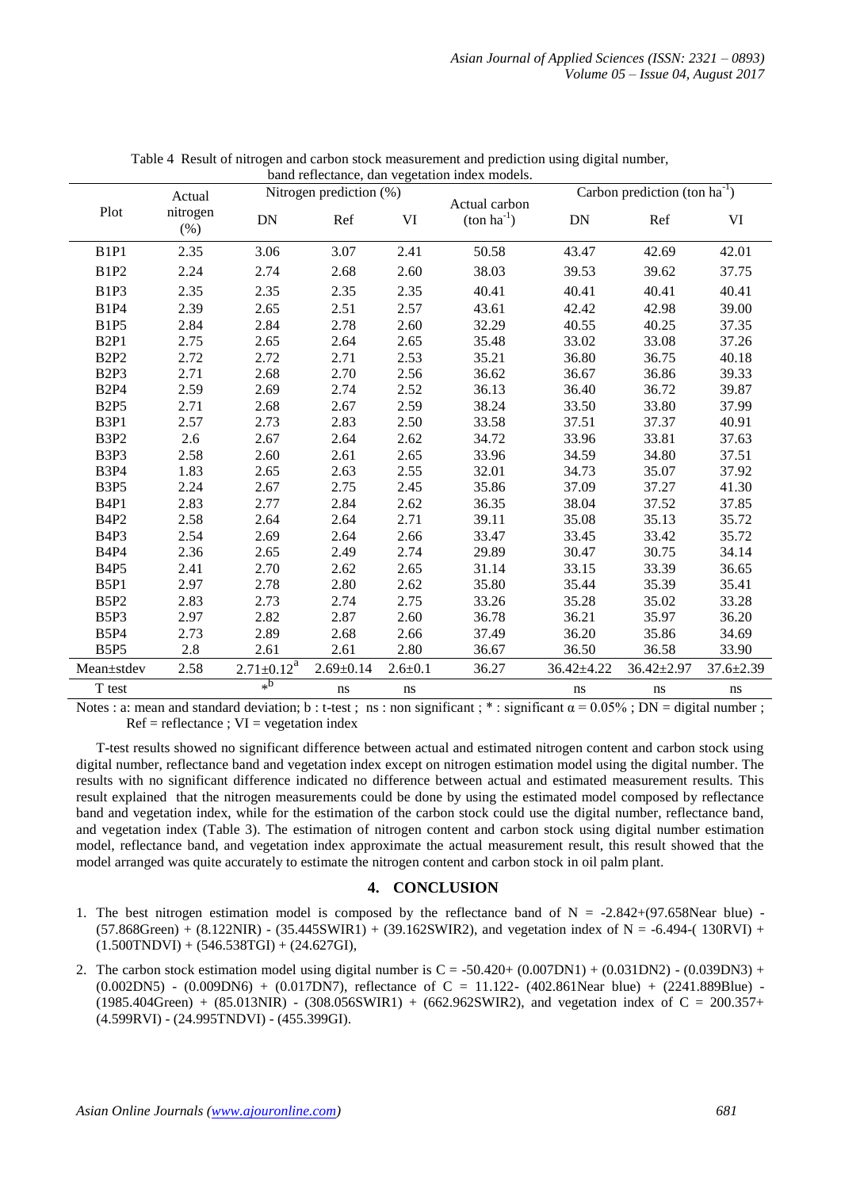Table 4 Result of nitrogen and carbon stock measurement and prediction using digital number, band reflectance, dan vegetation index models.

| Plot | Actual nitrogen (%) | Nitrogen prediction (%) | | | Actual carbon (ton $ha^{-1}$) | Carbon prediction (ton $ha^{-1}$) | | |
|---|---|---|---|---|---|---|---|---|
| | | DN | Ref | VI | | DN | Ref | VI |
| B1P1 | 2.35 | 3.06 | 3.07 | 2.41 | 50.58 | 43.47 | 42.69 | 42.01 |
| B1P2 | 2.24 | 2.74 | 2.68 | 2.60 | 38.03 | 39.53 | 39.62 | 37.75 |
| B1P3 | 2.35 | 2.35 | 2.35 | 2.35 | 40.41 | 40.41 | 40.41 | 40.41 |
| B1P4 | 2.39 | 2.65 | 2.51 | 2.57 | 43.61 | 42.42 | 42.98 | 39.00 |
| B1P5 | 2.84 | 2.84 | 2.78 | 2.60 | 32.29 | 40.55 | 40.25 | 37.35 |
| B2P1 | 2.75 | 2.65 | 2.64 | 2.65 | 35.48 | 33.02 | 33.08 | 37.26 |
| B2P2 | 2.72 | 2.72 | 2.71 | 2.53 | 35.21 | 36.80 | 36.75 | 40.18 |
| B2P3 | 2.71 | 2.68 | 2.70 | 2.56 | 36.62 | 36.67 | 36.86 | 39.33 |
| B2P4 | 2.59 | 2.69 | 2.74 | 2.52 | 36.13 | 36.40 | 36.72 | 39.87 |
| B2P5 | 2.71 | 2.68 | 2.67 | 2.59 | 38.24 | 33.50 | 33.80 | 37.99 |
| B3P1 | 2.57 | 2.73 | 2.83 | 2.50 | 33.58 | 37.51 | 37.37 | 40.91 |
| B3P2 | 2.6 | 2.67 | 2.64 | 2.62 | 34.72 | 33.96 | 33.81 | 37.63 |
| B3P3 | 2.58 | 2.60 | 2.61 | 2.65 | 33.96 | 34.59 | 34.80 | 37.51 |
| B3P4 | 1.83 | 2.65 | 2.63 | 2.55 | 32.01 | 34.73 | 35.07 | 37.92 |
| B3P5 | 2.24 | 2.67 | 2.75 | 2.45 | 35.86 | 37.09 | 37.27 | 41.30 |
| B4P1 | 2.83 | 2.77 | 2.84 | 2.62 | 36.35 | 38.04 | 37.52 | 37.85 |
| B4P2 | 2.58 | 2.64 | 2.64 | 2.71 | 39.11 | 35.08 | 35.13 | 35.72 |
| B4P3 | 2.54 | 2.69 | 2.64 | 2.66 | 33.47 | 33.45 | 33.42 | 35.72 |
| B4P4 | 2.36 | 2.65 | 2.49 | 2.74 | 29.89 | 30.47 | 30.75 | 34.14 |
| B4P5 | 2.41 | 2.70 | 2.62 | 2.65 | 31.14 | 33.15 | 33.39 | 36.65 |
| B5P1 | 2.97 | 2.78 | 2.80 | 2.62 | 35.80 | 35.44 | 35.39 | 35.41 |
| B5P2 | 2.83 | 2.73 | 2.74 | 2.75 | 33.26 | 35.28 | 35.02 | 33.28 |
| B5P3 | 2.97 | 2.82 | 2.87 | 2.60 | 36.78 | 36.21 | 35.97 | 36.20 |
| B5P4 | 2.73 | 2.89 | 2.68 | 2.66 | 37.49 | 36.20 | 35.86 | 34.69 |
| B5P5 | 2.8 | 2.61 | 2.61 | 2.80 | 36.67 | 36.50 | 36.58 | 33.90 |
| Mean±stdev | 2.58 | 2.71±0.12[a] | 2.69±0.14 | 2.6±0.1 | 36.27 | 36.42±4.22 | 36.42±2.97 | 37.6±2.39 |
| T test | | *[b] | ns | ns | | ns | ns | ns |

Notes : a: mean and standard deviation; b : t-test ; ns : non significant ; * : significant α = 0.05% ; DN = digital number ; Ref = reflectance ; VI = vegetation index

T-test results showed no significant difference between actual and estimated nitrogen content and carbon stock using digital number, reflectance band and vegetation index except on nitrogen estimation model using the digital number. The results with no significant difference indicated no difference between actual and estimated measurement results. This result explained that the nitrogen measurements could be done by using the estimated model composed by reflectance band and vegetation index, while for the estimation of the carbon stock could use the digital number, reflectance band, and vegetation index (Table 3). The estimation of nitrogen content and carbon stock using digital number estimation model, reflectance band, and vegetation index approximate the actual measurement result, this result showed that the model arranged was quite accurately to estimate the nitrogen content and carbon stock in oil palm plant.

## 4. CONCLUSION

1. The best nitrogen estimation model is composed by the reflectance band of N = -2.842+(97.658Near blue) - (57.868Green) + (8.122NIR) - (35.445SWIR1) + (39.162SWIR2), and vegetation index of N = -6.494-( 130RVI) + (1.500TNDVI) + (546.538TGI) + (24.627GI),
2. The carbon stock estimation model using digital number is C = -50.420+ (0.007DN1) + (0.031DN2) - (0.039DN3) + (0.002DN5) - (0.009DN6) + (0.017DN7), reflectance of C = 11.122- (402.861Near blue) + (2241.889Blue) - (1985.404Green) + (85.013NIR) - (308.056SWIR1) + (662.962SWIR2), and vegetation index of C = 200.357+ (4.599RVI) - (24.995TNDVI) - (455.399GI).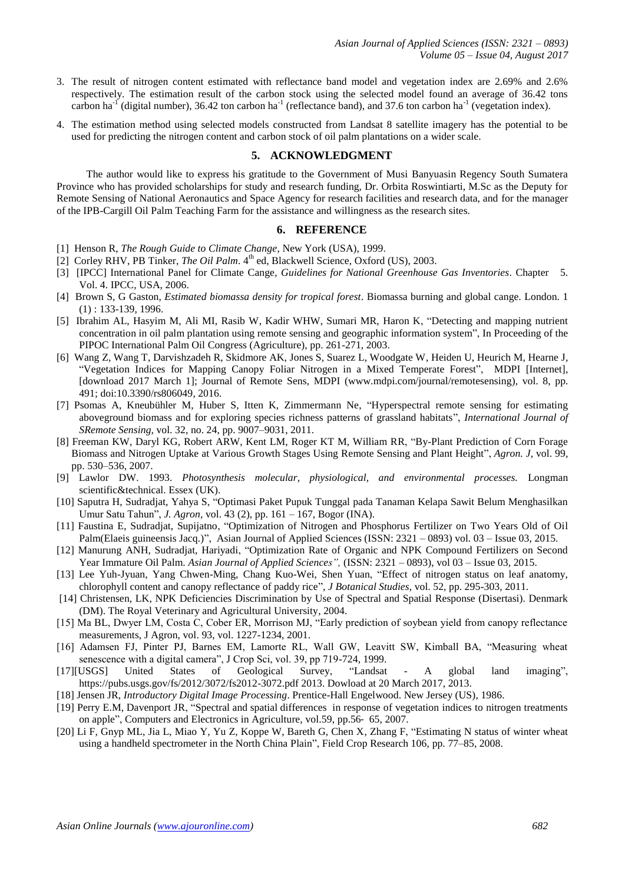3. The result of nitrogen content estimated with reflectance band model and vegetation index are 2.69% and 2.6% respectively. The estimation result of the carbon stock using the selected model found an average of 36.42 tons carbon $ha^{-1}$ (digital number), 36.42 ton carbon $ha^{-1}$ (reflectance band), and 37.6 ton carbon $ha^{-1}$ (vegetation index).
4. The estimation method using selected models constructed from Landsat 8 satellite imagery has the potential to be used for predicting the nitrogen content and carbon stock of oil palm plantations on a wider scale.

## 5. ACKNOWLEDGMENT

The author would like to express his gratitude to the Government of Musi Banyuasin Regency South Sumatera Province who has provided scholarships for study and research funding, Dr. Orbita Roswintiarti, M.Sc as the Deputy for Remote Sensing of National Aeronautics and Space Agency for research facilities and research data, and for the manager of the IPB-Cargill Oil Palm Teaching Farm for the assistance and willingness as the research sites.

## 6. REFERENCE

[1] Henson R, *The Rough Guide to Climate Change*, New York (USA), 1999.

[2] Corley RHV, PB Tinker, *The Oil Palm*. 4th ed, Blackwell Science, Oxford (US), 2003.

[3] [IPCC] International Panel for Climate Cange, *Guidelines for National Greenhouse Gas Inventories*. Chapter 5. Vol. 4. IPCC, USA, 2006.

[4] Brown S, G Gaston, *Estimated biomassa density for tropical forest*. Biomassa burning and global cange. London. 1 (1) : 133-139, 1996.

[5] Ibrahim AL, Hasyim M, Ali MI, Rasib W, Kadir WHW, Sumari MR, Haron K, "Detecting and mapping nutrient concentration in oil palm plantation using remote sensing and geographic information system", In Proceeding of the PIPOC International Palm Oil Congress (Agriculture), pp. 261-271, 2003.

[6] Wang Z, Wang T, Darvishzadeh R, Skidmore AK, Jones S, Suarez L, Woodgate W, Heiden U, Heurich M, Hearne J, "Vegetation Indices for Mapping Canopy Foliar Nitrogen in a Mixed Temperate Forest", MDPI [Internet], [download 2017 March 1]; Journal of Remote Sens, MDPI (www.mdpi.com/journal/remotesensing), vol. 8, pp. 491; doi:10.3390/rs806049, 2016.

[7] Psomas A, Kneubühler M, Huber S, Itten K, Zimmermann Ne, "Hyperspectral remote sensing for estimating aboveground biomass and for exploring species richness patterns of grassland habitats", *International Journal of SRemote Sensing,* vol. 32, no. 24, pp. 9007–9031, 2011.

[8] Freeman KW, Daryl KG, Robert ARW, Kent LM, Roger KT M, William RR, "By-Plant Prediction of Corn Forage Biomass and Nitrogen Uptake at Various Growth Stages Using Remote Sensing and Plant Height", *Agron. J*, vol. 99, pp. 530–536, 2007.

[9] Lawlor DW. 1993. *Photosynthesis molecular, physiological, and environmental processes.* Longman scientific&technical. Essex (UK).

[10] Saputra H, Sudradjat, Yahya S, "Optimasi Paket Pupuk Tunggal pada Tanaman Kelapa Sawit Belum Menghasilkan Umur Satu Tahun", *J. Agron,* vol. 43 (2), pp. 161 – 167, Bogor (INA).

[11] Faustina E, Sudradjat, Supijatno, "Optimization of Nitrogen and Phosphorus Fertilizer on Two Years Old of Oil Palm(Elaeis guineensis Jacq.)", Asian Journal of Applied Sciences (ISSN: 2321 – 0893) vol. 03 – Issue 03, 2015.

[12] Manurung ANH, Sudradjat, Hariyadi, "Optimization Rate of Organic and NPK Compound Fertilizers on Second Year Immature Oil Palm. *Asian Journal of Applied Sciences",* (ISSN: 2321 – 0893), vol 03 – Issue 03, 2015.

[13] Lee Yuh-Jyuan, Yang Chwen-Ming, Chang Kuo-Wei, Shen Yuan, "Effect of nitrogen status on leaf anatomy, chlorophyll content and canopy reflectance of paddy rice", *J Botanical Studies*, vol. 52, pp. 295-303, 2011.

[14] Christensen, LK, NPK Deficiencies Discrimination by Use of Spectral and Spatial Response (Disertasi). Denmark (DM). The Royal Veterinary and Agricultural University, 2004.

[15] Ma BL, Dwyer LM, Costa C, Cober ER, Morrison MJ, "Early prediction of soybean yield from canopy reflectance measurements, J Agron, vol. 93, vol. 1227-1234, 2001.

[16] Adamsen FJ, Pinter PJ, Barnes EM, Lamorte RL, Wall GW, Leavitt SW, Kimball BA, "Measuring wheat senescence with a digital camera", J Crop Sci, vol. 39, pp 719-724, 1999.

[17][USGS] United States of Geological Survey, "Landsat - A global land imaging", https://pubs.usgs.gov/fs/2012/3072/fs2012-3072.pdf 2013. Dowload at 20 March 2017, 2013.

[18] Jensen JR, *Introductory Digital Image Processing*. Prentice-Hall Engelwood. New Jersey (US), 1986.

[19] Perry E.M, Davenport JR, "Spectral and spatial differences in response of vegetation indices to nitrogen treatments on apple", Computers and Electronics in Agriculture, vol.59, pp.56- 65, 2007.

[20] Li F, Gnyp ML, Jia L, Miao Y, Yu Z, Koppe W, Bareth G, Chen X, Zhang F, "Estimating N status of winter wheat using a handheld spectrometer in the North China Plain", Field Crop Research 106, pp. 77–85, 2008.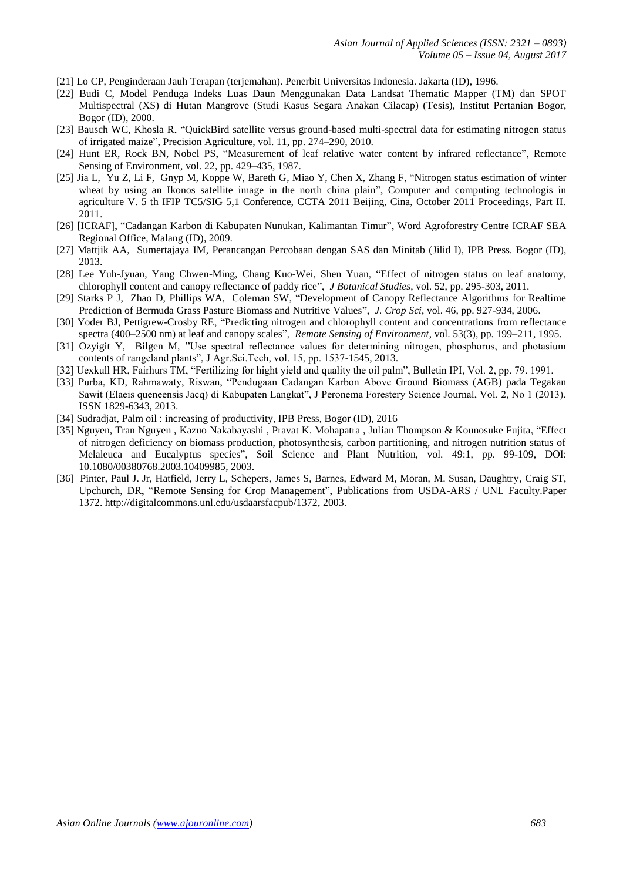[21] Lo CP, Penginderaan Jauh Terapan (terjemahan). Penerbit Universitas Indonesia. Jakarta (ID), 1996.

[22] Budi C, Model Penduga Indeks Luas Daun Menggunakan Data Landsat Thematic Mapper (TM) dan SPOT Multispectral (XS) di Hutan Mangrove (Studi Kasus Segara Anakan Cilacap) (Tesis), Institut Pertanian Bogor, Bogor (ID), 2000.

[23] Bausch WC, Khosla R, "QuickBird satellite versus ground-based multi-spectral data for estimating nitrogen status of irrigated maize", Precision Agriculture, vol. 11, pp. 274–290, 2010.

[24] Hunt ER, Rock BN, Nobel PS, "Measurement of leaf relative water content by infrared reflectance", Remote Sensing of Environment, vol. 22, pp. 429–435, 1987.

[25] Jia L, Yu Z, Li F, Gnyp M, Koppe W, Bareth G, Miao Y, Chen X, Zhang F, "Nitrogen status estimation of winter wheat by using an Ikonos satellite image in the north china plain", Computer and computing technologis in agriculture V. 5 th IFIP TC5/SIG 5,1 Conference, CCTA 2011 Beijing, Cina, October 2011 Proceedings, Part II. 2011.

[26] [ICRAF], "Cadangan Karbon di Kabupaten Nunukan, Kalimantan Timur", Word Agroforestry Centre ICRAF SEA Regional Office, Malang (ID), 2009.

[27] Mattjik AA, Sumertajaya IM, Perancangan Percobaan dengan SAS dan Minitab (Jilid I), IPB Press. Bogor (ID), 2013.

[28] Lee Yuh-Jyuan, Yang Chwen-Ming, Chang Kuo-Wei, Shen Yuan, "Effect of nitrogen status on leaf anatomy, chlorophyll content and canopy reflectance of paddy rice", *J Botanical Studies*, vol. 52, pp. 295-303, 2011.

[29] Starks P J, Zhao D, Phillips WA, Coleman SW, "Development of Canopy Reflectance Algorithms for Realtime Prediction of Bermuda Grass Pasture Biomass and Nutritive Values", *J. Crop Sci*, vol. 46, pp. 927-934, 2006.

[30] Yoder BJ, Pettigrew-Crosby RE, "Predicting nitrogen and chlorophyll content and concentrations from reflectance spectra (400–2500 nm) at leaf and canopy scales", *Remote Sensing of Environment*, vol. 53(3), pp. 199–211, 1995.

[31] Ozyigit Y, Bilgen M, "Use spectral reflectance values for determining nitrogen, phosphorus, and photasium contents of rangeland plants", J Agr.Sci.Tech, vol. 15, pp. 1537-1545, 2013.

[32] Uexkull HR, Fairhurs TM, "Fertilizing for hight yield and quality the oil palm", Bulletin IPI, Vol. 2, pp. 79. 1991.

[33] Purba, KD, Rahmawaty, Riswan, "Pendugaan Cadangan Karbon Above Ground Biomass (AGB) pada Tegakan Sawit (Elaeis queneensis Jacq) di Kabupaten Langkat", J Peronema Forestery Science Journal, Vol. 2, No 1 (2013). ISSN 1829-6343, 2013.

[34] Sudradjat, Palm oil : increasing of productivity, IPB Press, Bogor (ID), 2016

[35] Nguyen, Tran Nguyen , Kazuo Nakabayashi , Pravat K. Mohapatra , Julian Thompson & Kounosuke Fujita, "Effect of nitrogen deficiency on biomass production, photosynthesis, carbon partitioning, and nitrogen nutrition status of Melaleuca and Eucalyptus species", Soil Science and Plant Nutrition, vol. 49:1, pp. 99-109, DOI: 10.1080/00380768.2003.10409985, 2003.

[36] Pinter, Paul J. Jr, Hatfield, Jerry L, Schepers, James S, Barnes, Edward M, Moran, M. Susan, Daughtry, Craig ST, Upchurch, DR, "Remote Sensing for Crop Management", Publications from USDA-ARS / UNL Faculty.Paper 1372. http://digitalcommons.unl.edu/usdaarsfacpub/1372, 2003.